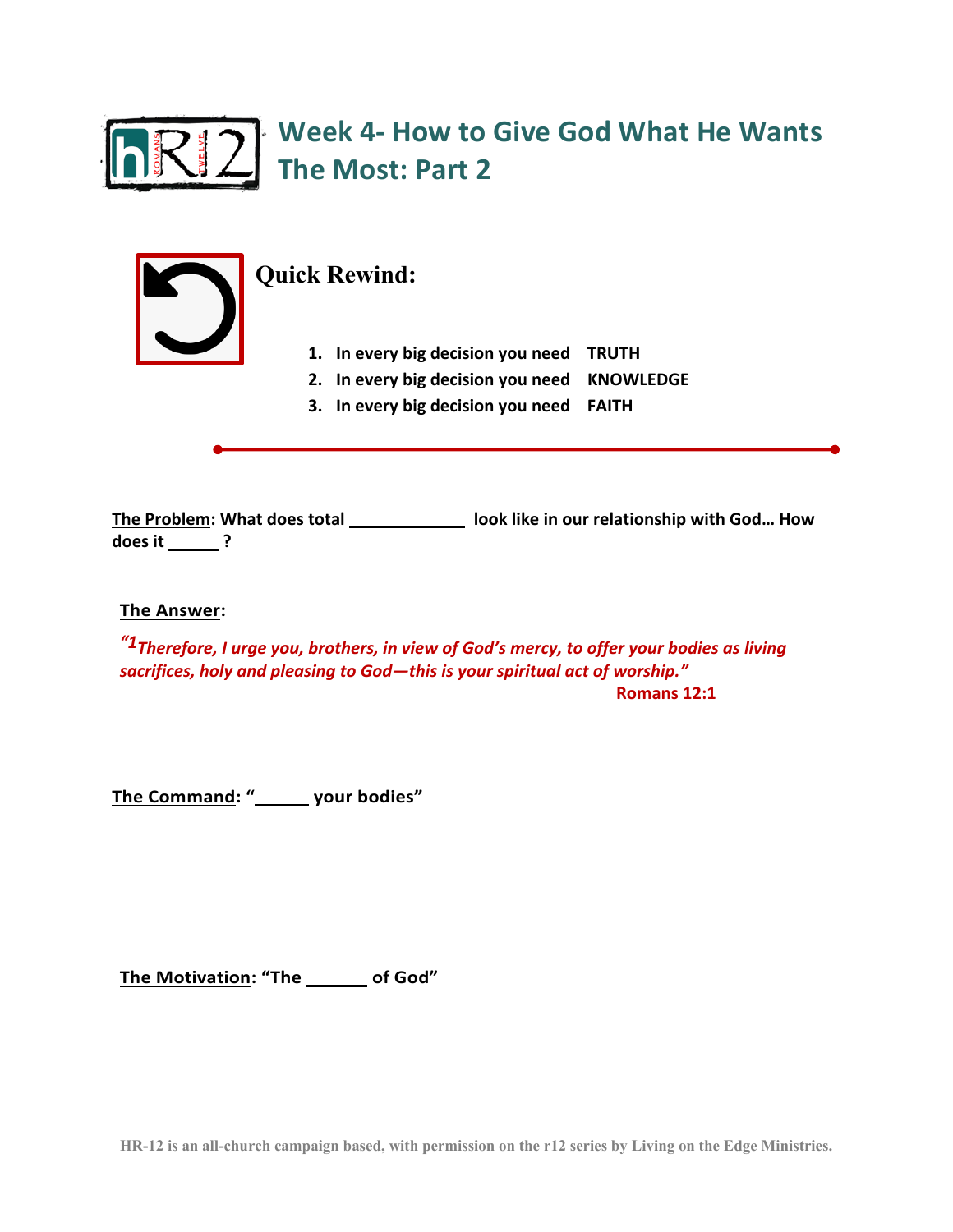# Week 4- How to Give God What He Wants The Most: Part 2

## Quick Rewind:

1. In every big decision you need **TRUTH**
2. In every big decision you need **KNOWLEDGE**
3. In every big decision you need **FAITH**

---

**The Problem: What does total ____________ look like in our relationship with God… How does it _____ ?**

**The Answer:**

*"1Therefore, I urge you, brothers, in view of God's mercy, to offer your bodies as living sacrifices, holy and pleasing to God—this is your spiritual act of worship."*

**Romans 12:1**

**The Command: "_____ your bodies"**

**The Motivation: "The ______ of God"**

HR-12 is an all-church campaign based, with permission on the r12 series by Living on the Edge Ministries.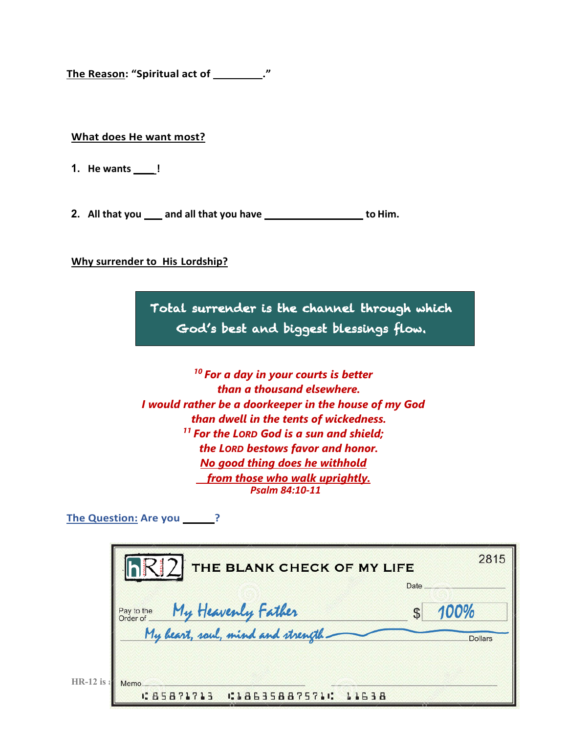**The Reason**: **"Spiritual act of _________."**

**What does He want most?**

1. **He wants ____!**

2. **All that you ___ and all that you have _________________ to Him.**

**Why surrender to His Lordship?**

> Total surrender is the channel through which God's best and biggest blessings flow.

*[10] For a day in your courts is better*
*than a thousand elsewhere.*
*I would rather be a doorkeeper in the house of my God*
*than dwell in the tents of wickedness.*
*[11] For the LORD God is a sun and shield;*
*the LORD bestows favor and honor.*
*No good thing does he withhold*
*from those who walk uprightly.*
*Psalm 84:10-11*

**The Question: Are you ______?**

hR12 THE BLANK CHECK OF MY LIFE 2815

Date

Pay to the Order of *My Heavenly Father* $ *100%*

*My heart, soul, mind and strength* Dollars

Memo

⑆85871713 ⑆186358875714⑆ 11638

HR-12 is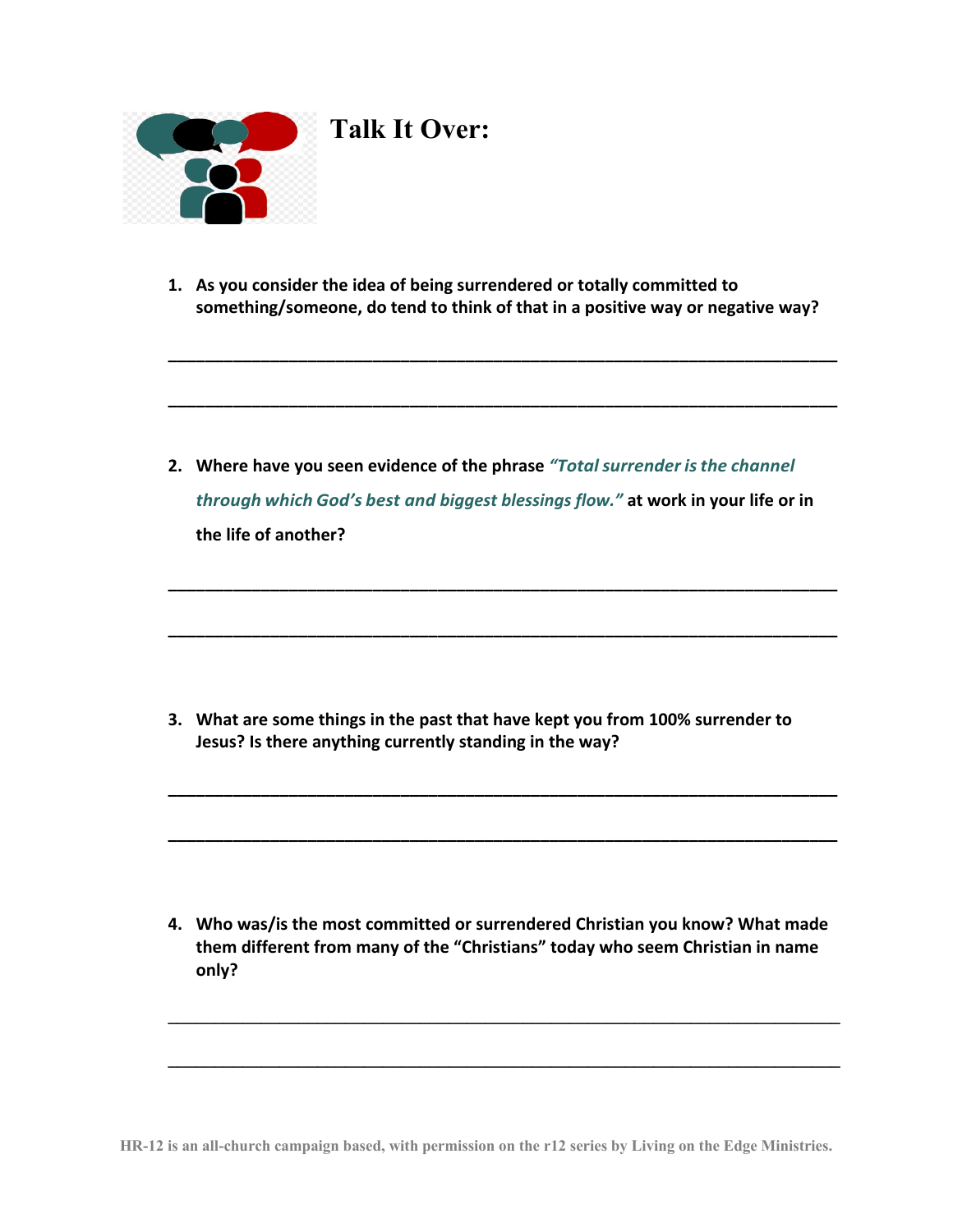# Talk It Over:

1. **As you consider the idea of being surrendered or totally committed to something/someone, do tend to think of that in a positive way or negative way?**

______________________________________________________________________

______________________________________________________________________

2. **Where have you seen evidence of the phrase** ***"Total surrender is the channel through which God's best and biggest blessings flow."*** **at work in your life or in the life of another?**

______________________________________________________________________

______________________________________________________________________

3. **What are some things in the past that have kept you from 100% surrender to Jesus? Is there anything currently standing in the way?**

______________________________________________________________________

______________________________________________________________________

4. **Who was/is the most committed or surrendered Christian you know? What made them different from many of the "Christians" today who seem Christian in name only?**

______________________________________________________________________

______________________________________________________________________

HR-12 is an all-church campaign based, with permission on the r12 series by Living on the Edge Ministries.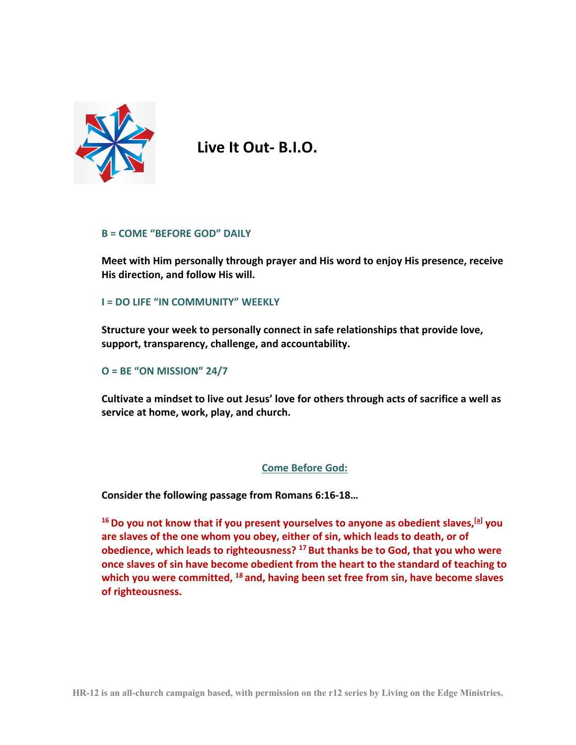# Live It Out- B.I.O.

**B = COME "BEFORE GOD" DAILY**

**Meet with Him personally through prayer and His word to enjoy His presence, receive His direction, and follow His will.**

**I = DO LIFE "IN COMMUNITY" WEEKLY**

**Structure your week to personally connect in safe relationships that provide love, support, transparency, challenge, and accountability.**

**O = BE "ON MISSION" 24/7**

**Cultivate a mindset to live out Jesus' love for others through acts of sacrifice a well as service at home, work, play, and church.**

## Come Before God:

**Consider the following passage from Romans 6:16-18…**

**16 Do you not know that if you present yourselves to anyone as obedient slaves,[a] you are slaves of the one whom you obey, either of sin, which leads to death, or of obedience, which leads to righteousness? 17 But thanks be to God, that you who were once slaves of sin have become obedient from the heart to the standard of teaching to which you were committed, 18 and, having been set free from sin, have become slaves of righteousness.**

HR-12 is an all-church campaign based, with permission on the r12 series by Living on the Edge Ministries.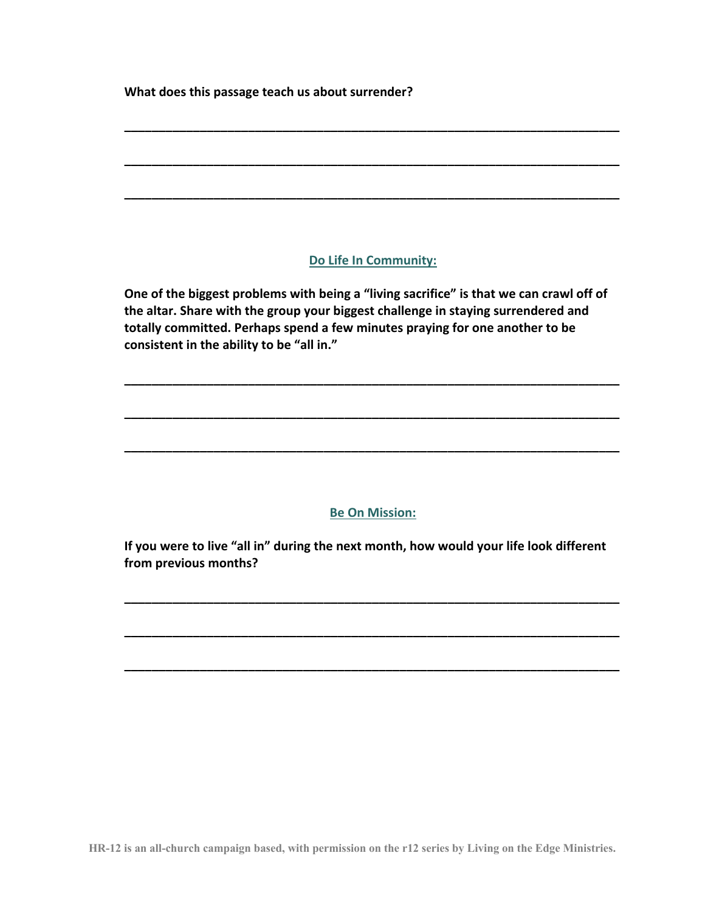**What does this passage teach us about surrender?**

\_\_\_\_\_\_\_\_\_\_\_\_\_\_\_\_\_\_\_\_\_\_\_\_\_\_\_\_\_\_\_\_\_\_\_\_\_\_\_\_\_\_\_\_\_\_\_\_\_\_\_\_\_\_\_\_\_\_\_\_\_\_\_\_\_\_\_\_\_\_\_\_\_\_

\_\_\_\_\_\_\_\_\_\_\_\_\_\_\_\_\_\_\_\_\_\_\_\_\_\_\_\_\_\_\_\_\_\_\_\_\_\_\_\_\_\_\_\_\_\_\_\_\_\_\_\_\_\_\_\_\_\_\_\_\_\_\_\_\_\_\_\_\_\_\_\_\_\_

\_\_\_\_\_\_\_\_\_\_\_\_\_\_\_\_\_\_\_\_\_\_\_\_\_\_\_\_\_\_\_\_\_\_\_\_\_\_\_\_\_\_\_\_\_\_\_\_\_\_\_\_\_\_\_\_\_\_\_\_\_\_\_\_\_\_\_\_\_\_\_\_\_\_

## Do Life In Community:

**One of the biggest problems with being a "living sacrifice" is that we can crawl off of the altar. Share with the group your biggest challenge in staying surrendered and totally committed. Perhaps spend a few minutes praying for one another to be consistent in the ability to be "all in."**

\_\_\_\_\_\_\_\_\_\_\_\_\_\_\_\_\_\_\_\_\_\_\_\_\_\_\_\_\_\_\_\_\_\_\_\_\_\_\_\_\_\_\_\_\_\_\_\_\_\_\_\_\_\_\_\_\_\_\_\_\_\_\_\_\_\_\_\_\_\_\_\_\_\_

\_\_\_\_\_\_\_\_\_\_\_\_\_\_\_\_\_\_\_\_\_\_\_\_\_\_\_\_\_\_\_\_\_\_\_\_\_\_\_\_\_\_\_\_\_\_\_\_\_\_\_\_\_\_\_\_\_\_\_\_\_\_\_\_\_\_\_\_\_\_\_\_\_\_

\_\_\_\_\_\_\_\_\_\_\_\_\_\_\_\_\_\_\_\_\_\_\_\_\_\_\_\_\_\_\_\_\_\_\_\_\_\_\_\_\_\_\_\_\_\_\_\_\_\_\_\_\_\_\_\_\_\_\_\_\_\_\_\_\_\_\_\_\_\_\_\_\_\_

## Be On Mission:

**If you were to live "all in" during the next month, how would your life look different from previous months?**

\_\_\_\_\_\_\_\_\_\_\_\_\_\_\_\_\_\_\_\_\_\_\_\_\_\_\_\_\_\_\_\_\_\_\_\_\_\_\_\_\_\_\_\_\_\_\_\_\_\_\_\_\_\_\_\_\_\_\_\_\_\_\_\_\_\_\_\_\_\_\_\_\_\_

\_\_\_\_\_\_\_\_\_\_\_\_\_\_\_\_\_\_\_\_\_\_\_\_\_\_\_\_\_\_\_\_\_\_\_\_\_\_\_\_\_\_\_\_\_\_\_\_\_\_\_\_\_\_\_\_\_\_\_\_\_\_\_\_\_\_\_\_\_\_\_\_\_\_

\_\_\_\_\_\_\_\_\_\_\_\_\_\_\_\_\_\_\_\_\_\_\_\_\_\_\_\_\_\_\_\_\_\_\_\_\_\_\_\_\_\_\_\_\_\_\_\_\_\_\_\_\_\_\_\_\_\_\_\_\_\_\_\_\_\_\_\_\_\_\_\_\_\_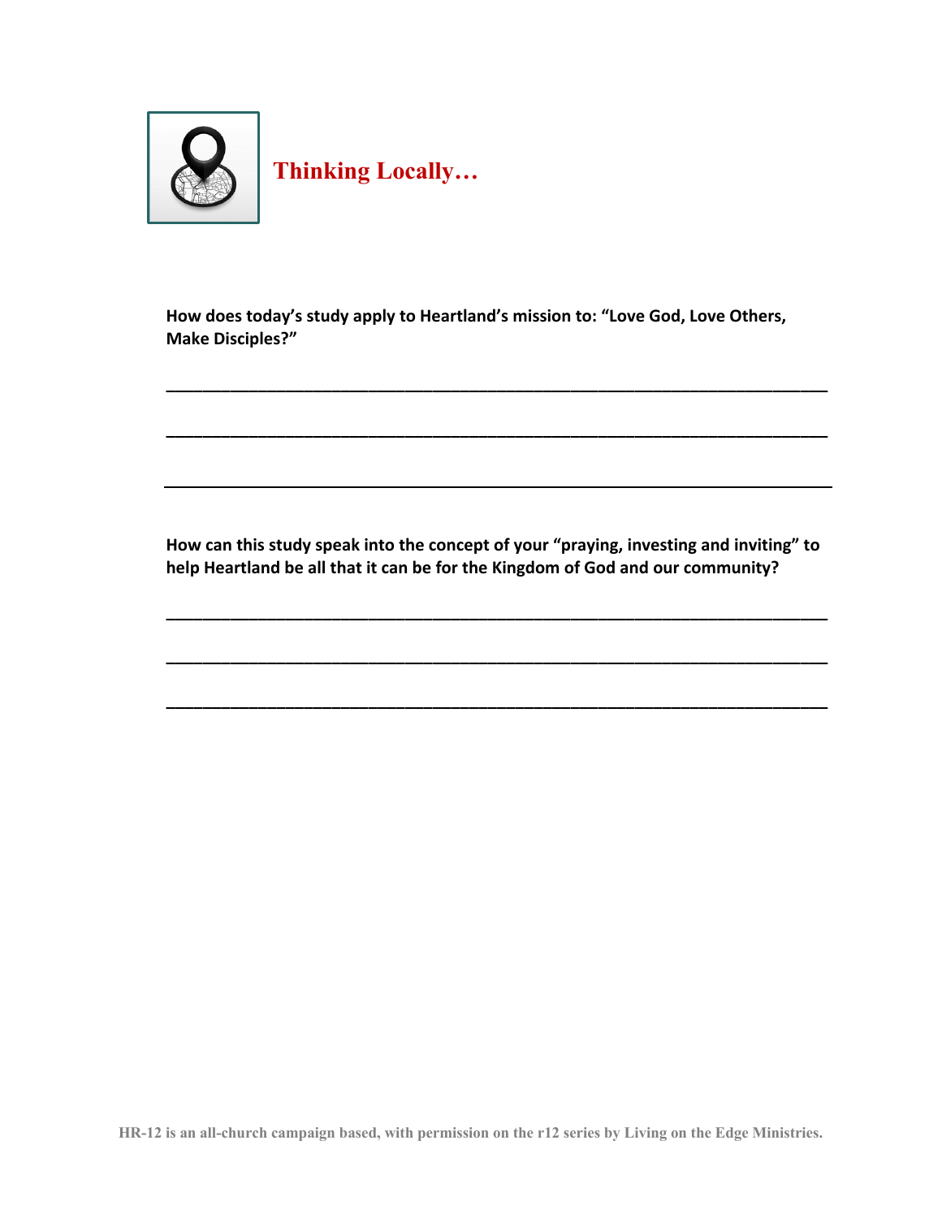## Thinking Locally…

**How does today's study apply to Heartland's mission to: "Love God, Love Others, Make Disciples?"**

\_\_\_\_\_\_\_\_\_\_\_\_\_\_\_\_\_\_\_\_\_\_\_\_\_\_\_\_\_\_\_\_\_\_\_\_\_\_\_\_\_\_\_\_\_\_\_\_\_\_\_\_\_\_\_\_\_\_\_\_\_\_\_\_\_\_\_\_\_\_\_\_

\_\_\_\_\_\_\_\_\_\_\_\_\_\_\_\_\_\_\_\_\_\_\_\_\_\_\_\_\_\_\_\_\_\_\_\_\_\_\_\_\_\_\_\_\_\_\_\_\_\_\_\_\_\_\_\_\_\_\_\_\_\_\_\_\_\_\_\_\_\_\_\_

\_\_\_\_\_\_\_\_\_\_\_\_\_\_\_\_\_\_\_\_\_\_\_\_\_\_\_\_\_\_\_\_\_\_\_\_\_\_\_\_\_\_\_\_\_\_\_\_\_\_\_\_\_\_\_\_\_\_\_\_\_\_\_\_\_\_\_\_\_\_\_\_

**How can this study speak into the concept of your "praying, investing and inviting" to help Heartland be all that it can be for the Kingdom of God and our community?**

\_\_\_\_\_\_\_\_\_\_\_\_\_\_\_\_\_\_\_\_\_\_\_\_\_\_\_\_\_\_\_\_\_\_\_\_\_\_\_\_\_\_\_\_\_\_\_\_\_\_\_\_\_\_\_\_\_\_\_\_\_\_\_\_\_\_\_\_\_\_\_\_

\_\_\_\_\_\_\_\_\_\_\_\_\_\_\_\_\_\_\_\_\_\_\_\_\_\_\_\_\_\_\_\_\_\_\_\_\_\_\_\_\_\_\_\_\_\_\_\_\_\_\_\_\_\_\_\_\_\_\_\_\_\_\_\_\_\_\_\_\_\_\_\_

\_\_\_\_\_\_\_\_\_\_\_\_\_\_\_\_\_\_\_\_\_\_\_\_\_\_\_\_\_\_\_\_\_\_\_\_\_\_\_\_\_\_\_\_\_\_\_\_\_\_\_\_\_\_\_\_\_\_\_\_\_\_\_\_\_\_\_\_\_\_\_\_

HR-12 is an all-church campaign based, with permission on the r12 series by Living on the Edge Ministries.